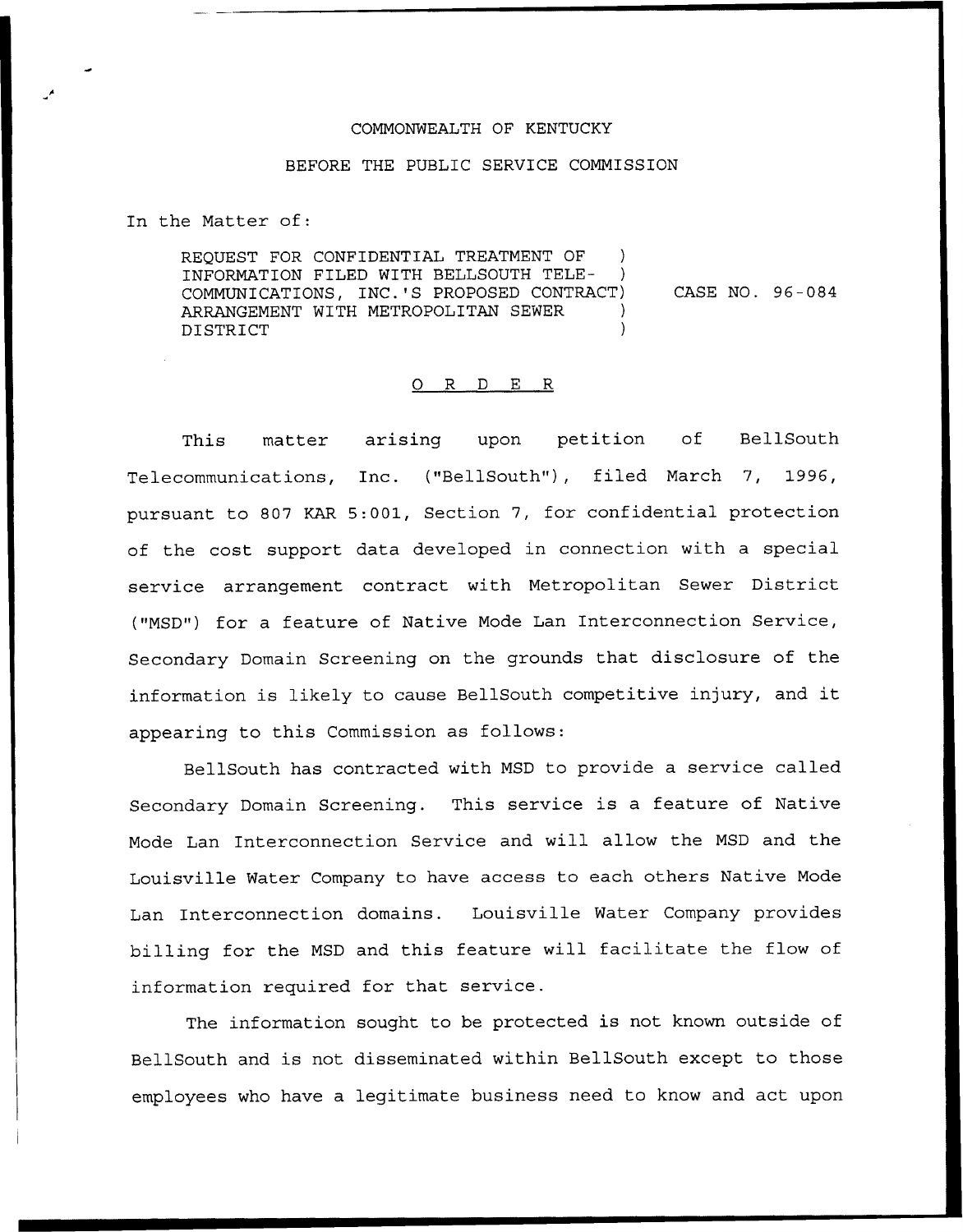COMMONWEALTH OF KENTUCKY

BEFORE THE PUBLIC SERVICE COMMISSION

In the Matter of:

REQUEST FOR CONFIDENTIAL TREATMENT OF INFORMATION FILED WITH BELLSOUTH TELECOMMUNICATIONS, INC.'S PROPOSED CONTRACT ARRANGEMENT WITH METROPOLITAN SEWER DISTRICT ) CASE NO. 96-084

O R D E R

This matter arising upon petition of BellSouth Telecommunications, Inc. ("BellSouth"), filed March 7, 1996, pursuant to 807 KAR 5:001, Section 7, for confidential protection of the cost support data developed in connection with a special service arrangement contract with Metropolitan Sewer District ("MSD") for a feature of Native Mode Lan Interconnection Service, Secondary Domain Screening on the grounds that disclosure of the information is likely to cause BellSouth competitive injury, and it appearing to this Commission as follows:

BellSouth has contracted with MSD to provide a service called Secondary Domain Screening. This service is a feature of Native Mode Lan Interconnection Service and will allow the MSD and the Louisville Water Company to have access to each others Native Mode Lan Interconnection domains. Louisville Water Company provides billing for the MSD and this feature will facilitate the flow of information required for that service.

The information sought to be protected is not known outside of BellSouth and is not disseminated within BellSouth except to those employees who have a legitimate business need to know and act upon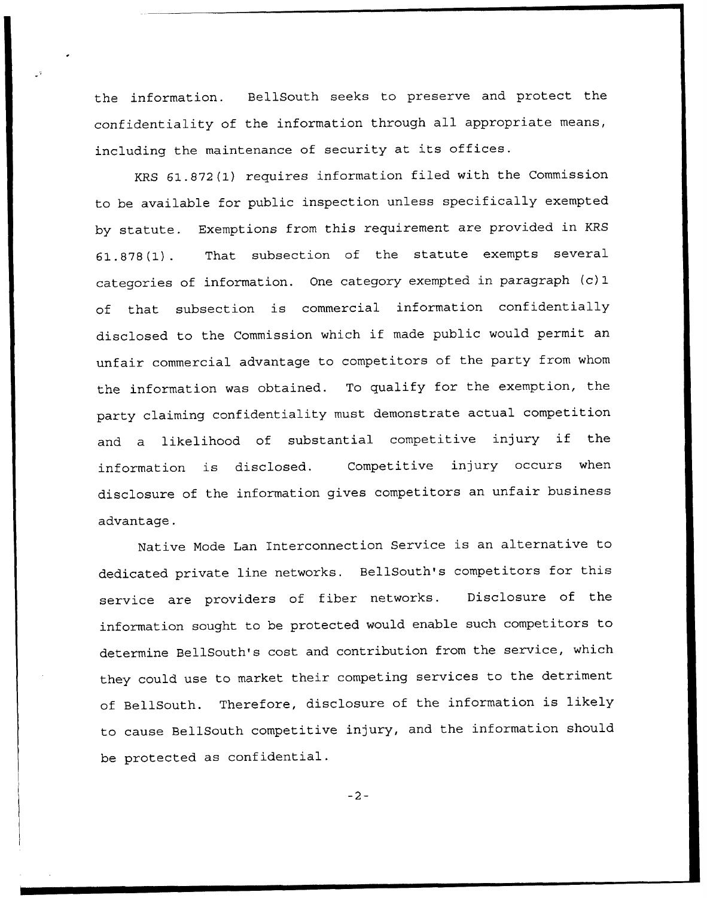the information. BellSouth seeks to preserve and protect the confidentiality of the information through all appropriate means, including the maintenance of security at its offices.

KRS 61.872(1) requires information filed with the Commission to be available for public inspection unless specifically exempted by statute. Exemptions from this requirement are provided in KRS 61.878(1). That subsection of the statute exempts several categories of information. One category exempted in paragraph (c)1 of that subsection is commercial information confidentially disclosed to the Commission which if made public would permit an unfair commercial advantage to competitors of the party from whom the information was obtained. To qualify for the exemption, the party claiming confidentiality must demonstrate actual competition and a likelihood of substantial competitive injury if the information is disclosed. Competitive injury occurs when disclosure of the information gives competitors an unfair business advantage.

Native Mode Lan Interconnection Service is an alternative to dedicated private line networks. BellSouth's competitors for this service are providers of fiber networks. Disclosure of the information sought to be protected would enable such competitors to determine BellSouth's cost and contribution from the service, which they could use to market their competing services to the detriment of BellSouth. Therefore, disclosure of the information is likely to cause BellSouth competitive injury, and the information should be protected as confidential.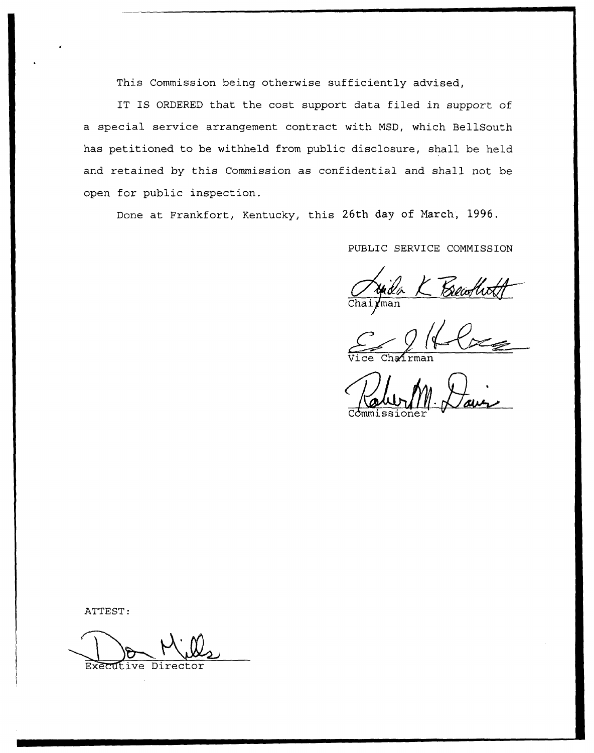This Commission being otherwise sufficiently advised,

IT IS ORDERED that the cost support data filed in support of a special service arrangement contract with MSD, which BellSouth has petitioned to be withheld from public disclosure, shall be held and retained by this Commission as confidential and shall not be open for public inspection.

Done at Frankfort, Kentucky, this 26th day of March, 1996.

PUBLIC SERVICE COMMISSION

Chairman

Vice Chairman

Commissioner

ATTEST:

Executive Director